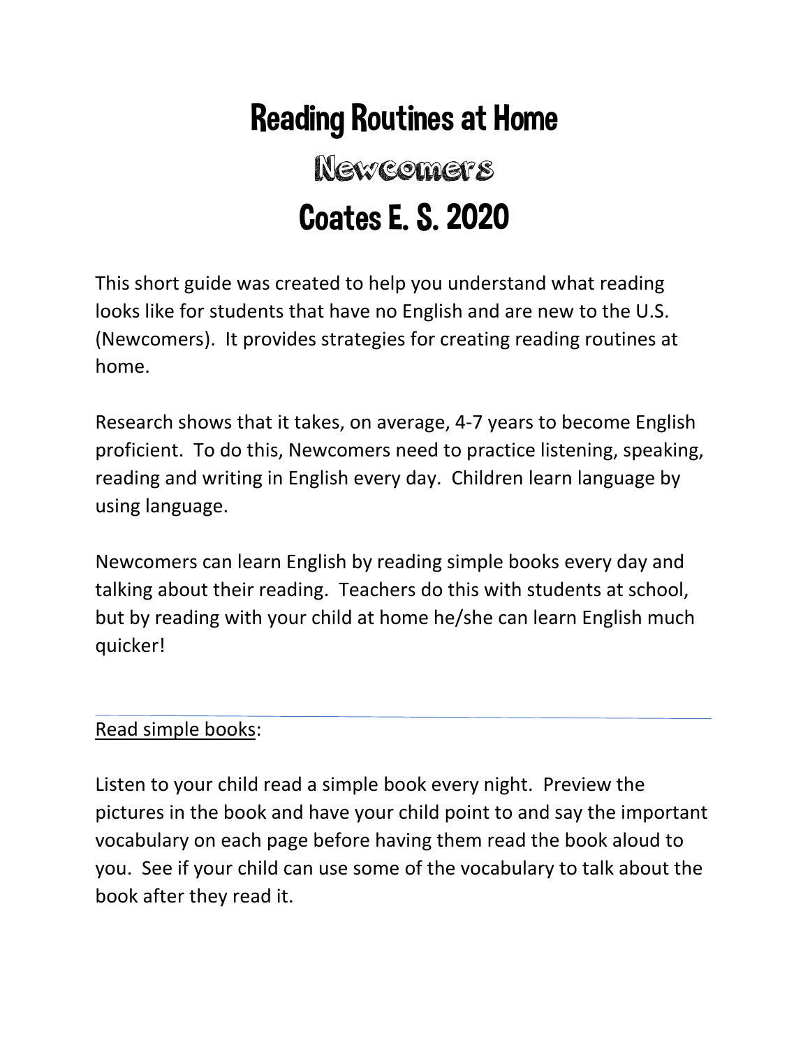# Reading Routines at Home

## Newcomers

## Coates E. S. 2020

This short guide was created to help you understand what reading looks like for students that have no English and are new to the U.S. (Newcomers). It provides strategies for creating reading routines at home.

Research shows that it takes, on average, 4-7 years to become English proficient. To do this, Newcomers need to practice listening, speaking, reading and writing in English every day. Children learn language by using language.

Newcomers can learn English by reading simple books every day and talking about their reading. Teachers do this with students at school, but by reading with your child at home he/she can learn English much quicker!

---

Read simple books:

Listen to your child read a simple book every night. Preview the pictures in the book and have your child point to and say the important vocabulary on each page before having them read the book aloud to you. See if your child can use some of the vocabulary to talk about the book after they read it.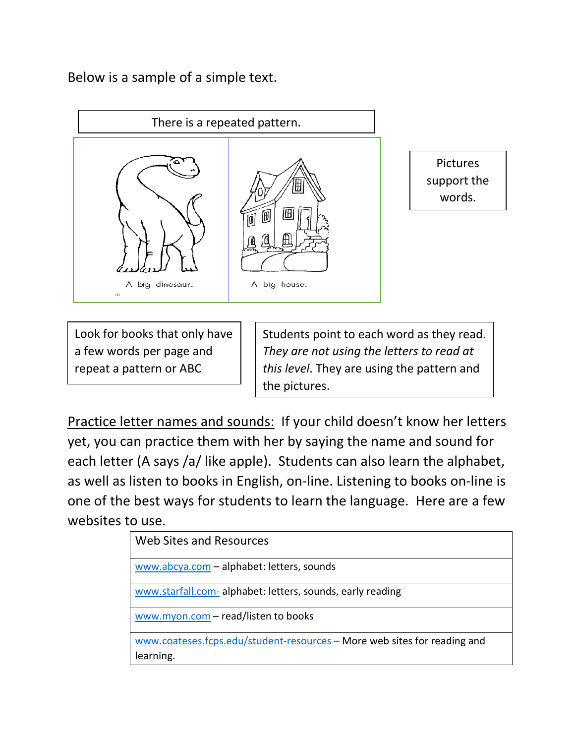Below is a sample of a simple text.

There is a repeated pattern.

A big dinosaur.

A big house.

Pictures support the words.

Look for books that only have a few words per page and repeat a pattern or ABC

Students point to each word as they read. *They are not using the letters to read at this level*. They are using the pattern and the pictures.

<u>Practice letter names and sounds:</u> If your child doesn't know her letters yet, you can practice them with her by saying the name and sound for each letter (A says /a/ like apple). Students can also learn the alphabet, as well as listen to books in English, on-line. Listening to books on-line is one of the best ways for students to learn the language. Here are a few websites to use.

| Web Sites and Resources |
| --- |
| www.abcya.com – alphabet: letters, sounds |
| www.starfall.com- alphabet: letters, sounds, early reading |
| www.myon.com – read/listen to books |
| www.coateses.fcps.edu/student-resources – More web sites for reading and learning. |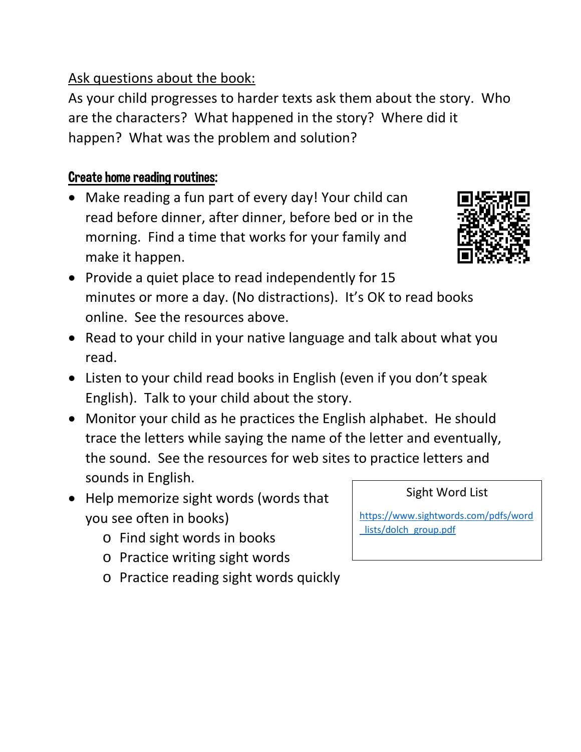Ask questions about the book:

As your child progresses to harder texts ask them about the story. Who are the characters? What happened in the story? Where did it happen? What was the problem and solution?

**Create home reading routines:**

- Make reading a fun part of every day! Your child can read before dinner, after dinner, before bed or in the morning. Find a time that works for your family and make it happen.
- Provide a quiet place to read independently for 15 minutes or more a day. (No distractions). It's OK to read books online. See the resources above.
- Read to your child in your native language and talk about what you read.
- Listen to your child read books in English (even if you don't speak English). Talk to your child about the story.
- Monitor your child as he practices the English alphabet. He should trace the letters while saying the name of the letter and eventually, the sound. See the resources for web sites to practice letters and sounds in English.
- Help memorize sight words (words that you see often in books)
  - Find sight words in books
  - Practice writing sight words
  - Practice reading sight words quickly

Sight Word List

https://www.sightwords.com/pdfs/word_lists/dolch_group.pdf